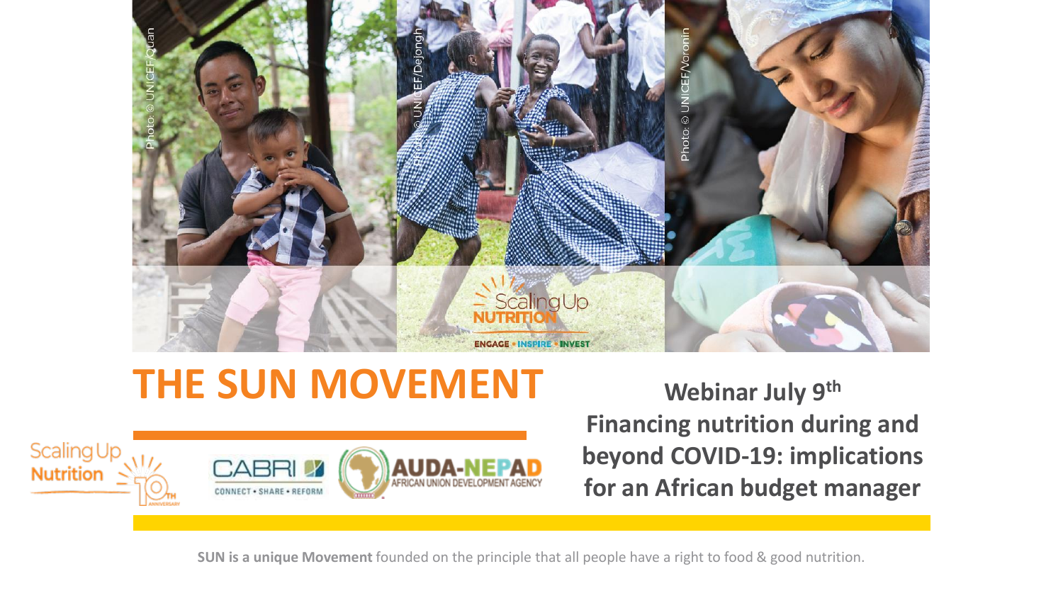# THE SUN MOVEMENT

**Webinar July 9th**
**Financing nutrition during and beyond COVID-19: implications for an African budget manager**

**SUN is a unique Movement** founded on the principle that all people have a right to food & good nutrition.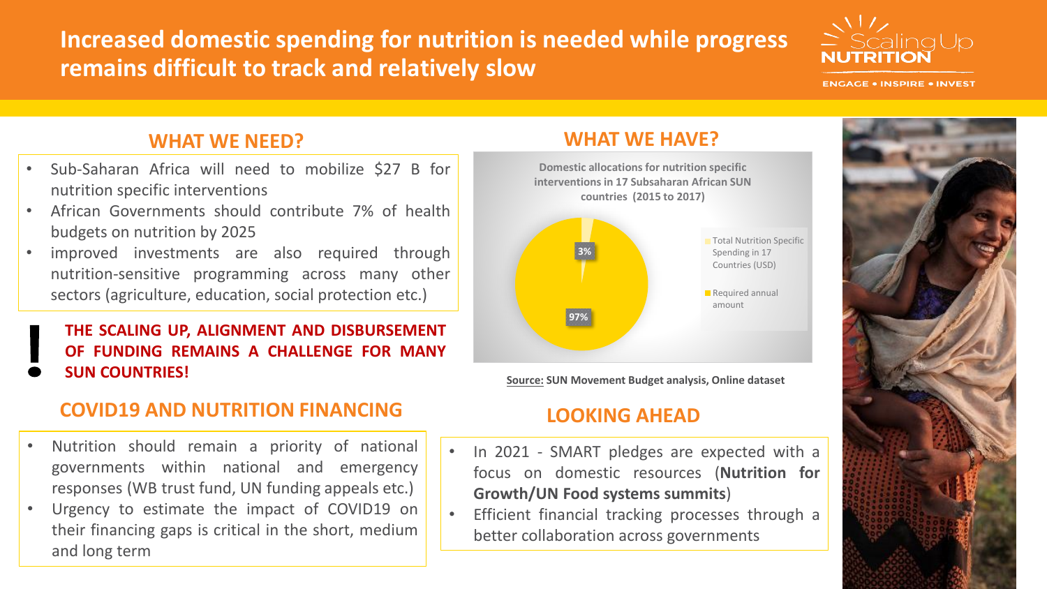# Increased domestic spending for nutrition is needed while progress remains difficult to track and relatively slow

Scaling Up NUTRITION
ENGAGE • INSPIRE • INVEST

## WHAT WE NEED?

- Sub-Saharan Africa will need to mobilize $27 B for nutrition specific interventions
- African Governments should contribute 7% of health budgets on nutrition by 2025
- improved investments are also required through nutrition-sensitive programming across many other sectors (agriculture, education, social protection etc.)

**THE SCALING UP, ALIGNMENT AND DISBURSEMENT OF FUNDING REMAINS A CHALLENGE FOR MANY SUN COUNTRIES!**

## WHAT WE HAVE?

Domestic allocations for nutrition specific interventions in 17 Subsaharan African SUN countries (2015 to 2017)

3%
97%

Total Nutrition Specific Spending in 17 Countries (USD)
Required annual amount

**Source:** SUN Movement Budget analysis, Online dataset

## COVID19 AND NUTRITION FINANCING

- Nutrition should remain a priority of national governments within national and emergency responses (WB trust fund, UN funding appeals etc.)
- Urgency to estimate the impact of COVID19 on their financing gaps is critical in the short, medium and long term

## LOOKING AHEAD

- In 2021 - SMART pledges are expected with a focus on domestic resources (**Nutrition for Growth/UN Food systems summits**)
- Efficient financial tracking processes through a better collaboration across governments